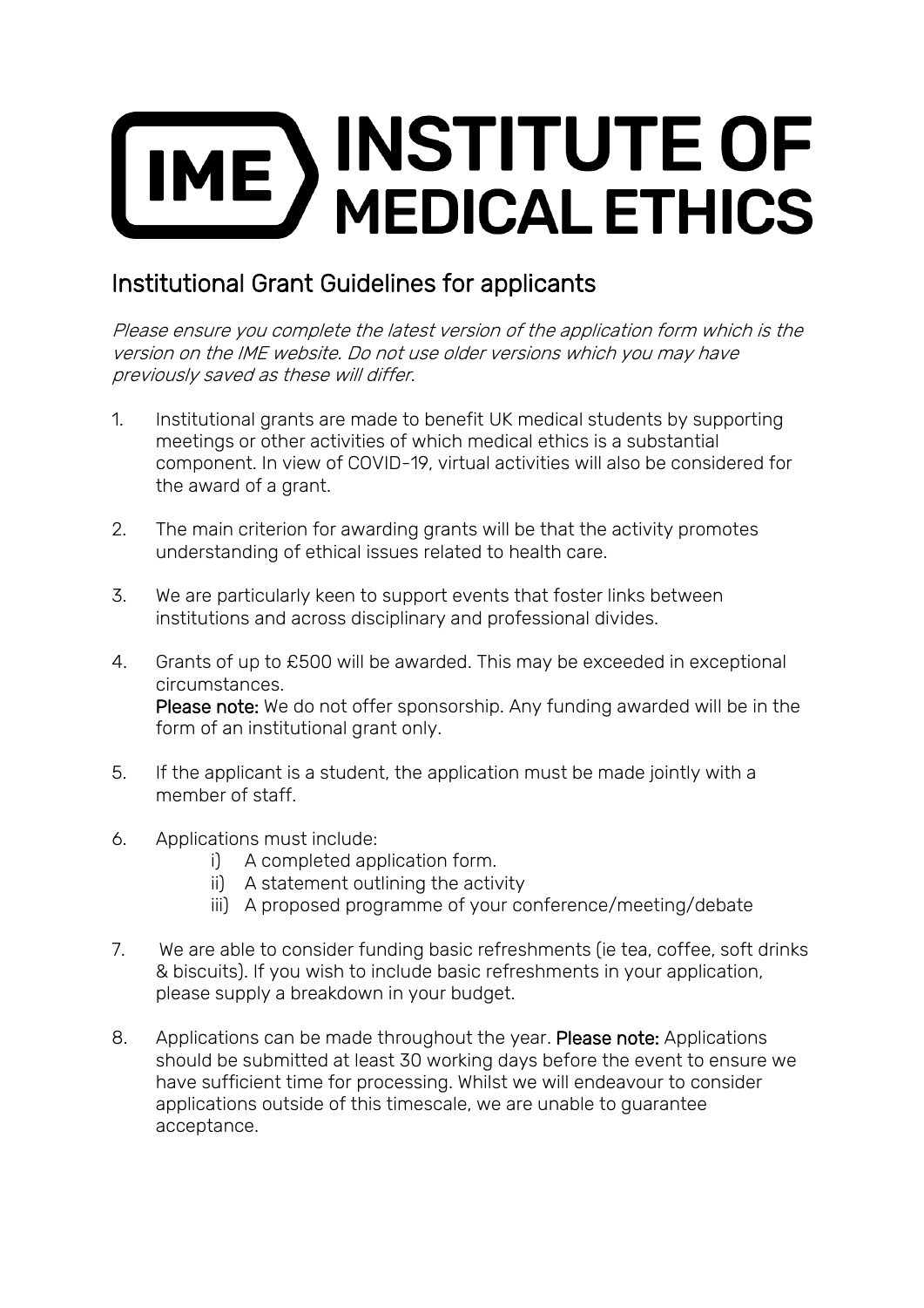# IME INSTITUTE OF MEDICAL ETHICS

## Institutional Grant Guidelines for applicants

*Please ensure you complete the latest version of the application form which is the version on the IME website. Do not use older versions which you may have previously saved as these will differ.*

1. Institutional grants are made to benefit UK medical students by supporting meetings or other activities of which medical ethics is a substantial component. In view of COVID-19, virtual activities will also be considered for the award of a grant.

2. The main criterion for awarding grants will be that the activity promotes understanding of ethical issues related to health care.

3. We are particularly keen to support events that foster links between institutions and across disciplinary and professional divides.

4. Grants of up to £500 will be awarded. This may be exceeded in exceptional circumstances.
   **Please note:** We do not offer sponsorship. Any funding awarded will be in the form of an institutional grant only.

5. If the applicant is a student, the application must be made jointly with a member of staff.

6. Applications must include:
   i) A completed application form.
   ii) A statement outlining the activity
   iii) A proposed programme of your conference/meeting/debate

7. We are able to consider funding basic refreshments (ie tea, coffee, soft drinks & biscuits). If you wish to include basic refreshments in your application, please supply a breakdown in your budget.

8. Applications can be made throughout the year. **Please note:** Applications should be submitted at least 30 working days before the event to ensure we have sufficient time for processing. Whilst we will endeavour to consider applications outside of this timescale, we are unable to guarantee acceptance.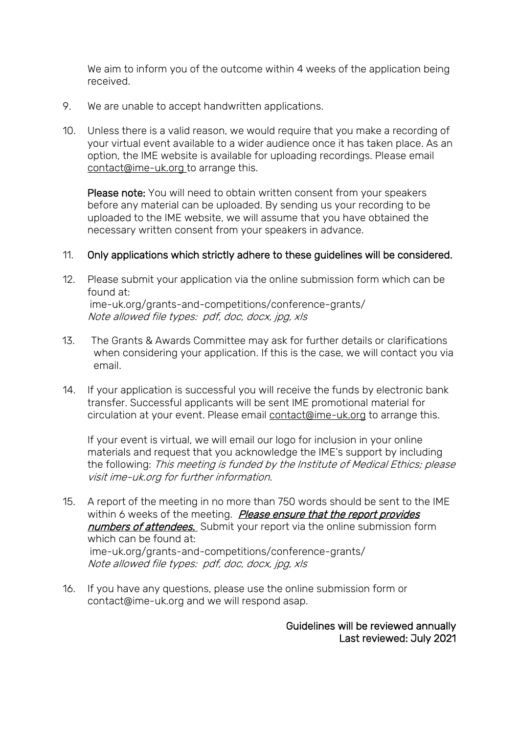We aim to inform you of the outcome within 4 weeks of the application being received.

9. We are unable to accept handwritten applications.

10. Unless there is a valid reason, we would require that you make a recording of your virtual event available to a wider audience once it has taken place. As an option, the IME website is available for uploading recordings. Please email contact@ime-uk.org to arrange this.

    **Please note:** You will need to obtain written consent from your speakers before any material can be uploaded. By sending us your recording to be uploaded to the IME website, we will assume that you have obtained the necessary written consent from your speakers in advance.

11. **Only applications which strictly adhere to these guidelines will be considered.**

12. Please submit your application via the online submission form which can be found at:
    ime-uk.org/grants-and-competitions/conference-grants/
    *Note allowed file types: pdf, doc, docx, jpg, xls*

13. The Grants & Awards Committee may ask for further details or clarifications when considering your application. If this is the case, we will contact you via email.

14. If your application is successful you will receive the funds by electronic bank transfer. Successful applicants will be sent IME promotional material for circulation at your event. Please email contact@ime-uk.org to arrange this.

    If your event is virtual, we will email our logo for inclusion in your online materials and request that you acknowledge the IME's support by including the following: *This meeting is funded by the Institute of Medical Ethics; please visit ime-uk.org for further information*.

15. A report of the meeting in no more than 750 words should be sent to the IME within 6 weeks of the meeting. ***Please ensure that the report provides numbers of attendees.*** Submit your report via the online submission form which can be found at:
    ime-uk.org/grants-and-competitions/conference-grants/
    *Note allowed file types: pdf, doc, docx, jpg, xls*

16. If you have any questions, please use the online submission form or contact@ime-uk.org and we will respond asap.

Guidelines will be reviewed annually
Last reviewed: July 2021